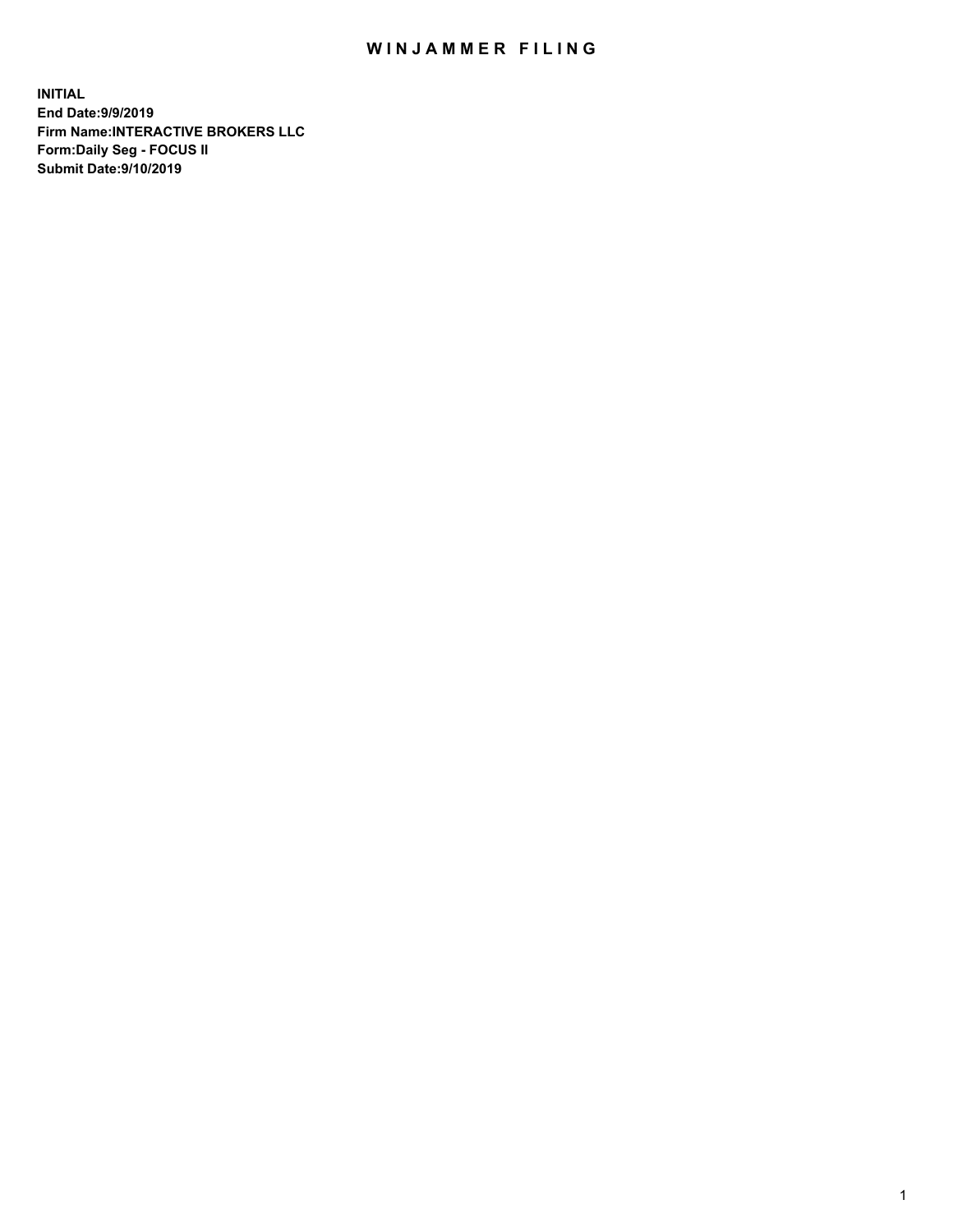# WINJAMMER FILING

**INITIAL**
**End Date:9/9/2019**
**Firm Name:INTERACTIVE BROKERS LLC**
**Form:Daily Seg - FOCUS II**
**Submit Date:9/10/2019**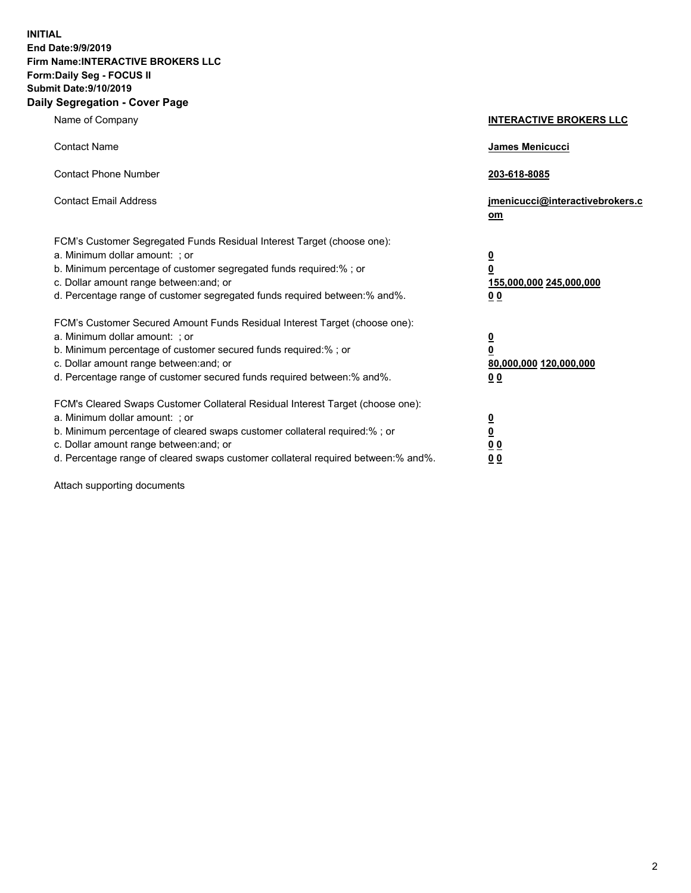**INITIAL**
**End Date:9/9/2019**
**Firm Name:INTERACTIVE BROKERS LLC**
**Form:Daily Seg - FOCUS II**
**Submit Date:9/10/2019**

## Daily Segregation - Cover Page

| | |
|---|---|
| Name of Company | **INTERACTIVE BROKERS LLC** |
| Contact Name | **James Menicucci** |
| Contact Phone Number | **203-618-8085** |
| Contact Email Address | **jmenicucci@interactivebrokers.com** |

FCM's Customer Segregated Funds Residual Interest Target (choose one):

| | |
|---|---|
| a. Minimum dollar amount: ; or | **0** |
| b. Minimum percentage of customer segregated funds required:% ; or | **0** |
| c. Dollar amount range between:and; or | **155,000,000 245,000,000** |
| d. Percentage range of customer segregated funds required between:% and%. | **0 0** |

FCM's Customer Secured Amount Funds Residual Interest Target (choose one):

| | |
|---|---|
| a. Minimum dollar amount: ; or | **0** |
| b. Minimum percentage of customer secured funds required:% ; or | **0** |
| c. Dollar amount range between:and; or | **80,000,000 120,000,000** |
| d. Percentage range of customer secured funds required between:% and%. | **0 0** |

FCM's Cleared Swaps Customer Collateral Residual Interest Target (choose one):

| | |
|---|---|
| a. Minimum dollar amount: ; or | **0** |
| b. Minimum percentage of cleared swaps customer collateral required:% ; or | **0** |
| c. Dollar amount range between:and; or | **0 0** |
| d. Percentage range of cleared swaps customer collateral required between:% and%. | **0 0** |

Attach supporting documents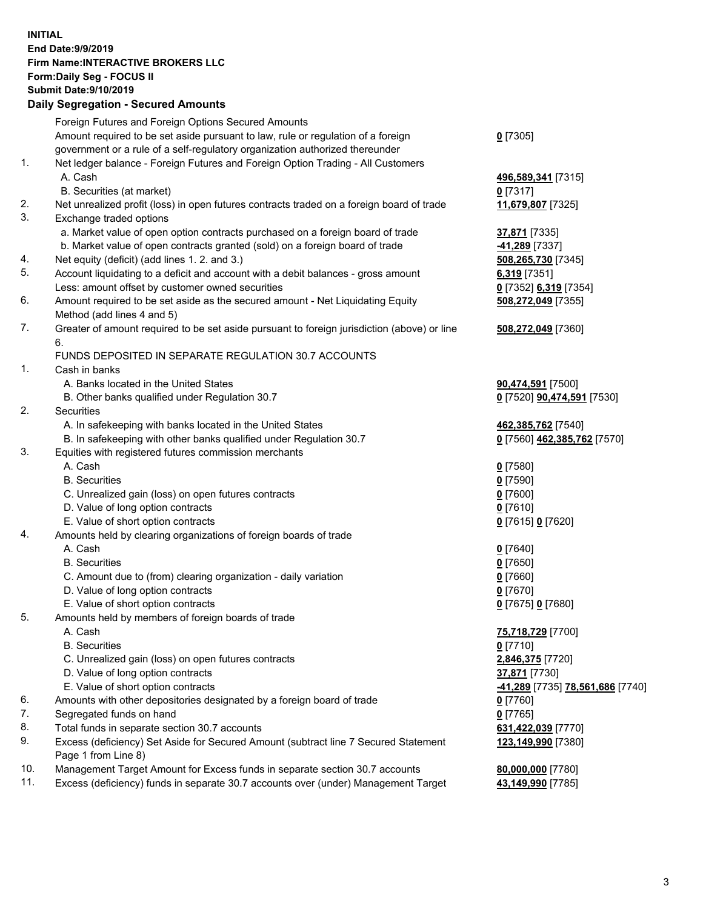**INITIAL**
**End Date:9/9/2019**
**Firm Name:INTERACTIVE BROKERS LLC**
**Form:Daily Seg - FOCUS II**
**Submit Date:9/10/2019**
**Daily Segregation - Secured Amounts**

| | | |
|---|---|---|
| | Foreign Futures and Foreign Options Secured Amounts | |
| | Amount required to be set aside pursuant to law, rule or regulation of a foreign government or a rule of a self-regulatory organization authorized thereunder | **0** [7305] |
| 1. | Net ledger balance - Foreign Futures and Foreign Option Trading - All Customers | |
| | A. Cash | **496,589,341** [7315] |
| | B. Securities (at market) | **0** [7317] |
| 2. | Net unrealized profit (loss) in open futures contracts traded on a foreign board of trade | **11,679,807** [7325] |
| 3. | Exchange traded options | |
| | a. Market value of open option contracts purchased on a foreign board of trade | **37,871** [7335] |
| | b. Market value of open contracts granted (sold) on a foreign board of trade | **-41,289** [7337] |
| 4. | Net equity (deficit) (add lines 1. 2. and 3.) | **508,265,730** [7345] |
| 5. | Account liquidating to a deficit and account with a debit balances - gross amount | **6,319** [7351] |
| | Less: amount offset by customer owned securities | **0** [7352] **6,319** [7354] |
| 6. | Amount required to be set aside as the secured amount - Net Liquidating Equity Method (add lines 4 and 5) | **508,272,049** [7355] |
| 7. | Greater of amount required to be set aside pursuant to foreign jurisdiction (above) or line 6. | **508,272,049** [7360] |
| | FUNDS DEPOSITED IN SEPARATE REGULATION 30.7 ACCOUNTS | |
| 1. | Cash in banks | |
| | A. Banks located in the United States | **90,474,591** [7500] |
| | B. Other banks qualified under Regulation 30.7 | **0** [7520] **90,474,591** [7530] |
| 2. | Securities | |
| | A. In safekeeping with banks located in the United States | **462,385,762** [7540] |
| | B. In safekeeping with other banks qualified under Regulation 30.7 | **0** [7560] **462,385,762** [7570] |
| 3. | Equities with registered futures commission merchants | |
| | A. Cash | **0** [7580] |
| | B. Securities | **0** [7590] |
| | C. Unrealized gain (loss) on open futures contracts | **0** [7600] |
| | D. Value of long option contracts | **0** [7610] |
| | E. Value of short option contracts | **0** [7615] **0** [7620] |
| 4. | Amounts held by clearing organizations of foreign boards of trade | |
| | A. Cash | **0** [7640] |
| | B. Securities | **0** [7650] |
| | C. Amount due to (from) clearing organization - daily variation | **0** [7660] |
| | D. Value of long option contracts | **0** [7670] |
| | E. Value of short option contracts | **0** [7675] **0** [7680] |
| 5. | Amounts held by members of foreign boards of trade | |
| | A. Cash | **75,718,729** [7700] |
| | B. Securities | **0** [7710] |
| | C. Unrealized gain (loss) on open futures contracts | **2,846,375** [7720] |
| | D. Value of long option contracts | **37,871** [7730] |
| | E. Value of short option contracts | **-41,289** [7735] **78,561,686** [7740] |
| 6. | Amounts with other depositories designated by a foreign board of trade | **0** [7760] |
| 7. | Segregated funds on hand | **0** [7765] |
| 8. | Total funds in separate section 30.7 accounts | **631,422,039** [7770] |
| 9. | Excess (deficiency) Set Aside for Secured Amount (subtract line 7 Secured Statement Page 1 from Line 8) | **123,149,990** [7380] |
| 10. | Management Target Amount for Excess funds in separate section 30.7 accounts | **80,000,000** [7780] |
| 11. | Excess (deficiency) funds in separate 30.7 accounts over (under) Management Target | **43,149,990** [7785] |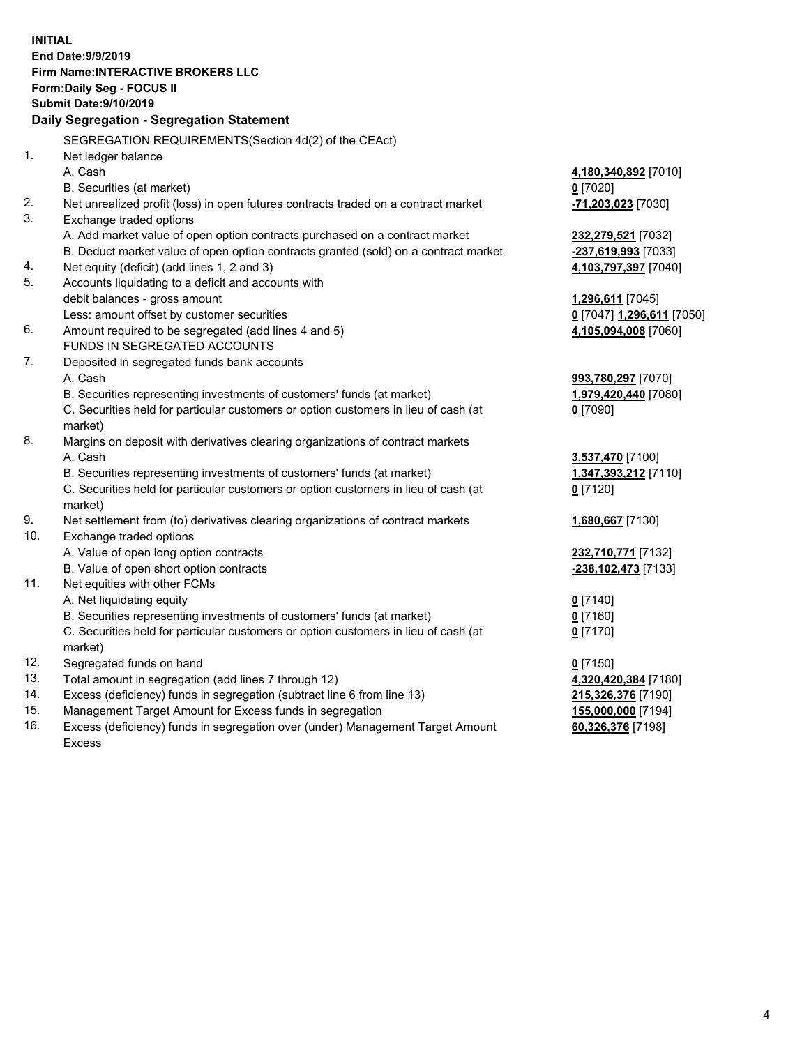**INITIAL**
**End Date:9/9/2019**
**Firm Name:INTERACTIVE BROKERS LLC**
**Form:Daily Seg - FOCUS II**
**Submit Date:9/10/2019**

**Daily Segregation - Segregation Statement**

SEGREGATION REQUIREMENTS(Section 4d(2) of the CEAct)

| | | |
|---|---|---|
| 1. | Net ledger balance | |
| | A. Cash | **4,180,340,892** [7010] |
| | B. Securities (at market) | **0** [7020] |
| 2. | Net unrealized profit (loss) in open futures contracts traded on a contract market | **-71,203,023** [7030] |
| 3. | Exchange traded options | |
| | A. Add market value of open option contracts purchased on a contract market | **232,279,521** [7032] |
| | B. Deduct market value of open option contracts granted (sold) on a contract market | **-237,619,993** [7033] |
| 4. | Net equity (deficit) (add lines 1, 2 and 3) | **4,103,797,397** [7040] |
| 5. | Accounts liquidating to a deficit and accounts with | |
| | debit balances - gross amount | **1,296,611** [7045] |
| | Less: amount offset by customer securities | **0** [7047] **1,296,611** [7050] |
| 6. | Amount required to be segregated (add lines 4 and 5) | **4,105,094,008** [7060] |
| | FUNDS IN SEGREGATED ACCOUNTS | |
| 7. | Deposited in segregated funds bank accounts | |
| | A. Cash | **993,780,297** [7070] |
| | B. Securities representing investments of customers' funds (at market) | **1,979,420,440** [7080] |
| | C. Securities held for particular customers or option customers in lieu of cash (at market) | **0** [7090] |
| 8. | Margins on deposit with derivatives clearing organizations of contract markets | |
| | A. Cash | **3,537,470** [7100] |
| | B. Securities representing investments of customers' funds (at market) | **1,347,393,212** [7110] |
| | C. Securities held for particular customers or option customers in lieu of cash (at market) | **0** [7120] |
| 9. | Net settlement from (to) derivatives clearing organizations of contract markets | **1,680,667** [7130] |
| 10. | Exchange traded options | |
| | A. Value of open long option contracts | **232,710,771** [7132] |
| | B. Value of open short option contracts | **-238,102,473** [7133] |
| 11. | Net equities with other FCMs | |
| | A. Net liquidating equity | **0** [7140] |
| | B. Securities representing investments of customers' funds (at market) | **0** [7160] |
| | C. Securities held for particular customers or option customers in lieu of cash (at market) | **0** [7170] |
| 12. | Segregated funds on hand | **0** [7150] |
| 13. | Total amount in segregation (add lines 7 through 12) | **4,320,420,384** [7180] |
| 14. | Excess (deficiency) funds in segregation (subtract line 6 from line 13) | **215,326,376** [7190] |
| 15. | Management Target Amount for Excess funds in segregation | **155,000,000** [7194] |
| 16. | Excess (deficiency) funds in segregation over (under) Management Target Amount Excess | **60,326,376** [7198] |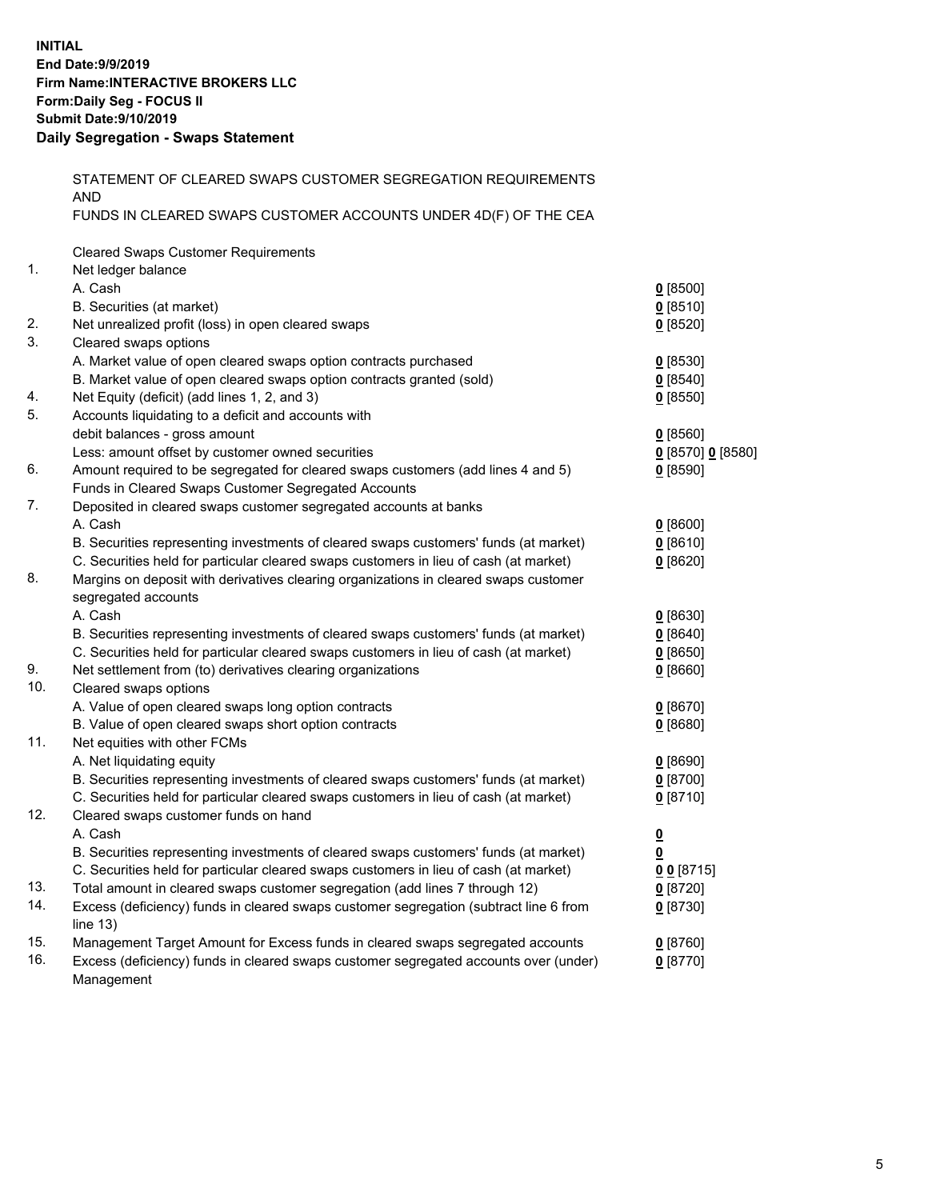**INITIAL**
**End Date:9/9/2019**
**Firm Name:INTERACTIVE BROKERS LLC**
**Form:Daily Seg - FOCUS II**
**Submit Date:9/10/2019**
**Daily Segregation - Swaps Statement**

STATEMENT OF CLEARED SWAPS CUSTOMER SEGREGATION REQUIREMENTS AND FUNDS IN CLEARED SWAPS CUSTOMER ACCOUNTS UNDER 4D(F) OF THE CEA

| | | |
|---|---|---|
| | Cleared Swaps Customer Requirements | |
| 1. | Net ledger balance | |
| | A. Cash | 0 [8500] |
| | B. Securities (at market) | 0 [8510] |
| 2. | Net unrealized profit (loss) in open cleared swaps | 0 [8520] |
| 3. | Cleared swaps options | |
| | A. Market value of open cleared swaps option contracts purchased | 0 [8530] |
| | B. Market value of open cleared swaps option contracts granted (sold) | 0 [8540] |
| 4. | Net Equity (deficit) (add lines 1, 2, and 3) | 0 [8550] |
| 5. | Accounts liquidating to a deficit and accounts with debit balances - gross amount | 0 [8560] |
| | Less: amount offset by customer owned securities | 0 [8570] 0 [8580] |
| 6. | Amount required to be segregated for cleared swaps customers (add lines 4 and 5) | 0 [8590] |
| | Funds in Cleared Swaps Customer Segregated Accounts | |
| 7. | Deposited in cleared swaps customer segregated accounts at banks | |
| | A. Cash | 0 [8600] |
| | B. Securities representing investments of cleared swaps customers' funds (at market) | 0 [8610] |
| | C. Securities held for particular cleared swaps customers in lieu of cash (at market) | 0 [8620] |
| 8. | Margins on deposit with derivatives clearing organizations in cleared swaps customer segregated accounts | |
| | A. Cash | 0 [8630] |
| | B. Securities representing investments of cleared swaps customers' funds (at market) | 0 [8640] |
| | C. Securities held for particular cleared swaps customers in lieu of cash (at market) | 0 [8650] |
| 9. | Net settlement from (to) derivatives clearing organizations | 0 [8660] |
| 10. | Cleared swaps options | |
| | A. Value of open cleared swaps long option contracts | 0 [8670] |
| | B. Value of open cleared swaps short option contracts | 0 [8680] |
| 11. | Net equities with other FCMs | |
| | A. Net liquidating equity | 0 [8690] |
| | B. Securities representing investments of cleared swaps customers' funds (at market) | 0 [8700] |
| | C. Securities held for particular cleared swaps customers in lieu of cash (at market) | 0 [8710] |
| 12. | Cleared swaps customer funds on hand | |
| | A. Cash | 0 |
| | B. Securities representing investments of cleared swaps customers' funds (at market) | 0 |
| | C. Securities held for particular cleared swaps customers in lieu of cash (at market) | 0 0 [8715] |
| 13. | Total amount in cleared swaps customer segregation (add lines 7 through 12) | 0 [8720] |
| 14. | Excess (deficiency) funds in cleared swaps customer segregation (subtract line 6 from line 13) | 0 [8730] |
| 15. | Management Target Amount for Excess funds in cleared swaps segregated accounts | 0 [8760] |
| 16. | Excess (deficiency) funds in cleared swaps customer segregated accounts over (under) Management | 0 [8770] |